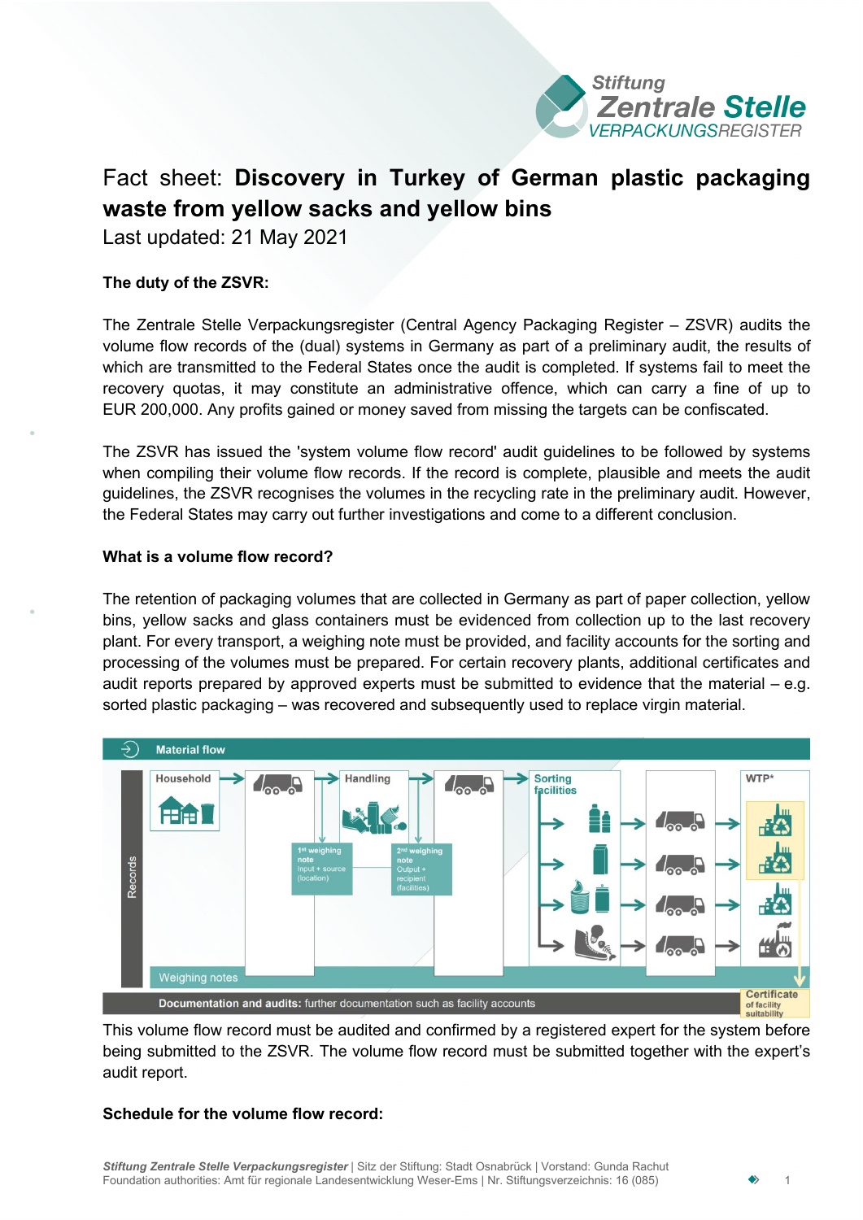# Fact sheet: **Discovery in Turkey of German plastic packaging waste from yellow sacks and yellow bins**

Last updated: 21 May 2021

**The duty of the ZSVR:**

The Zentrale Stelle Verpackungsregister (Central Agency Packaging Register – ZSVR) audits the volume flow records of the (dual) systems in Germany as part of a preliminary audit, the results of which are transmitted to the Federal States once the audit is completed. If systems fail to meet the recovery quotas, it may constitute an administrative offence, which can carry a fine of up to EUR 200,000. Any profits gained or money saved from missing the targets can be confiscated.

The ZSVR has issued the 'system volume flow record' audit guidelines to be followed by systems when compiling their volume flow records. If the record is complete, plausible and meets the audit guidelines, the ZSVR recognises the volumes in the recycling rate in the preliminary audit. However, the Federal States may carry out further investigations and come to a different conclusion.

**What is a volume flow record?**

The retention of packaging volumes that are collected in Germany as part of paper collection, yellow bins, yellow sacks and glass containers must be evidenced from collection up to the last recovery plant. For every transport, a weighing note must be provided, and facility accounts for the sorting and processing of the volumes must be prepared. For certain recovery plants, additional certificates and audit reports prepared by approved experts must be submitted to evidence that the material – e.g. sorted plastic packaging – was recovered and subsequently used to replace virgin material.

Material flow

Household → Handling → Sorting facilities → WTP*

1st weighing note: Input + source (location)

2nd weighing note: Output + recipient (facilities)

Records | Weighing notes

Documentation and audits: further documentation such as facility accounts

Certificate of facility suitability

This volume flow record must be audited and confirmed by a registered expert for the system before being submitted to the ZSVR. The volume flow record must be submitted together with the expert's audit report.

**Schedule for the volume flow record:**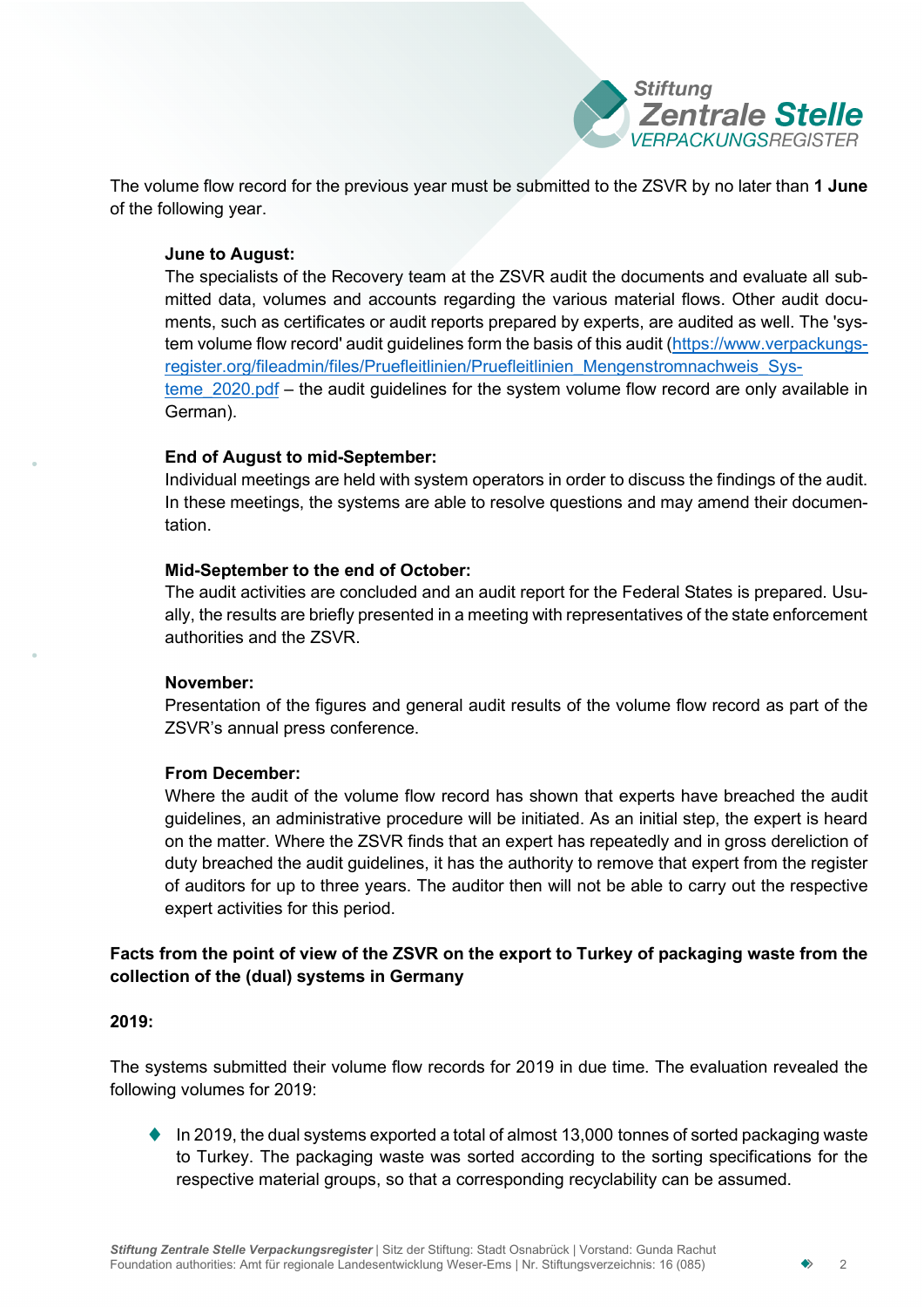The volume flow record for the previous year must be submitted to the ZSVR by no later than **1 June** of the following year.

**June to August:**
The specialists of the Recovery team at the ZSVR audit the documents and evaluate all submitted data, volumes and accounts regarding the various material flows. Other audit documents, such as certificates or audit reports prepared by experts, are audited as well. The 'system volume flow record' audit guidelines form the basis of this audit (https://www.verpackungsregister.org/fileadmin/files/Pruefleitlinien/Pruefleitlinien_Mengenstromnachweis_Systeme_2020.pdf – the audit guidelines for the system volume flow record are only available in German).

**End of August to mid-September:**
Individual meetings are held with system operators in order to discuss the findings of the audit. In these meetings, the systems are able to resolve questions and may amend their documentation.

**Mid-September to the end of October:**
The audit activities are concluded and an audit report for the Federal States is prepared. Usually, the results are briefly presented in a meeting with representatives of the state enforcement authorities and the ZSVR.

**November:**
Presentation of the figures and general audit results of the volume flow record as part of the ZSVR's annual press conference.

**From December:**
Where the audit of the volume flow record has shown that experts have breached the audit guidelines, an administrative procedure will be initiated. As an initial step, the expert is heard on the matter. Where the ZSVR finds that an expert has repeatedly and in gross dereliction of duty breached the audit guidelines, it has the authority to remove that expert from the register of auditors for up to three years. The auditor then will not be able to carry out the respective expert activities for this period.

**Facts from the point of view of the ZSVR on the export to Turkey of packaging waste from the collection of the (dual) systems in Germany**

**2019:**

The systems submitted their volume flow records for 2019 in due time. The evaluation revealed the following volumes for 2019:

- In 2019, the dual systems exported a total of almost 13,000 tonnes of sorted packaging waste to Turkey. The packaging waste was sorted according to the sorting specifications for the respective material groups, so that a corresponding recyclability can be assumed.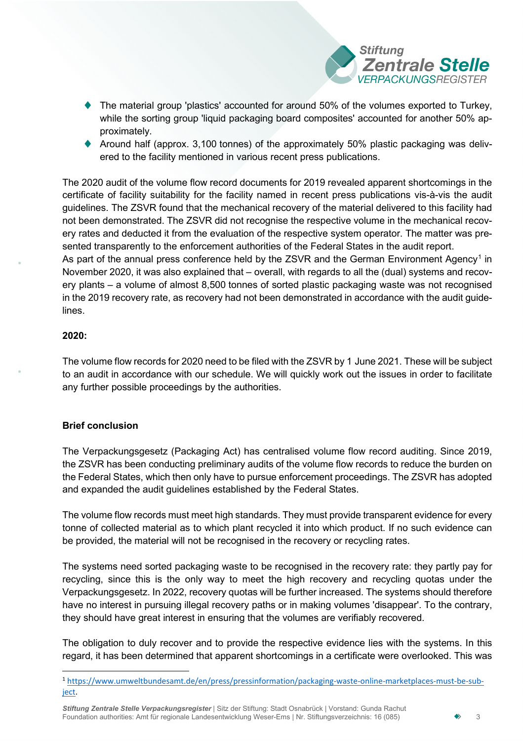- The material group 'plastics' accounted for around 50% of the volumes exported to Turkey, while the sorting group 'liquid packaging board composites' accounted for another 50% approximately.
- Around half (approx. 3,100 tonnes) of the approximately 50% plastic packaging was delivered to the facility mentioned in various recent press publications.

The 2020 audit of the volume flow record documents for 2019 revealed apparent shortcomings in the certificate of facility suitability for the facility named in recent press publications vis-à-vis the audit guidelines. The ZSVR found that the mechanical recovery of the material delivered to this facility had not been demonstrated. The ZSVR did not recognise the respective volume in the mechanical recovery rates and deducted it from the evaluation of the respective system operator. The matter was presented transparently to the enforcement authorities of the Federal States in the audit report.
As part of the annual press conference held by the ZSVR and the German Environment Agency[1] in November 2020, it was also explained that – overall, with regards to all the (dual) systems and recovery plants – a volume of almost 8,500 tonnes of sorted plastic packaging waste was not recognised in the 2019 recovery rate, as recovery had not been demonstrated in accordance with the audit guidelines.

**2020:**

The volume flow records for 2020 need to be filed with the ZSVR by 1 June 2021. These will be subject to an audit in accordance with our schedule. We will quickly work out the issues in order to facilitate any further possible proceedings by the authorities.

**Brief conclusion**

The Verpackungsgesetz (Packaging Act) has centralised volume flow record auditing. Since 2019, the ZSVR has been conducting preliminary audits of the volume flow records to reduce the burden on the Federal States, which then only have to pursue enforcement proceedings. The ZSVR has adopted and expanded the audit guidelines established by the Federal States.

The volume flow records must meet high standards. They must provide transparent evidence for every tonne of collected material as to which plant recycled it into which product. If no such evidence can be provided, the material will not be recognised in the recovery or recycling rates.

The systems need sorted packaging waste to be recognised in the recovery rate: they partly pay for recycling, since this is the only way to meet the high recovery and recycling quotas under the Verpackungsgesetz. In 2022, recovery quotas will be further increased. The systems should therefore have no interest in pursuing illegal recovery paths or in making volumes 'disappear'. To the contrary, they should have great interest in ensuring that the volumes are verifiably recovered.

The obligation to duly recover and to provide the respective evidence lies with the systems. In this regard, it has been determined that apparent shortcomings in a certificate were overlooked. This was

[1] https://www.umweltbundesamt.de/en/press/pressinformation/packaging-waste-online-marketplaces-must-be-subject.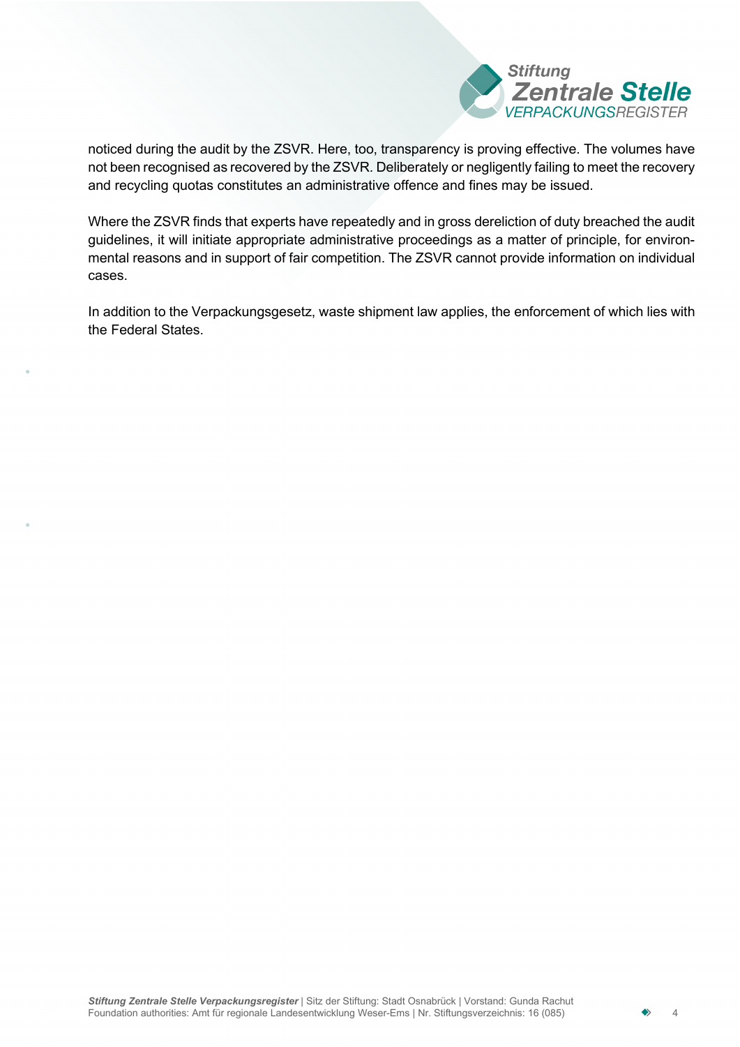noticed during the audit by the ZSVR. Here, too, transparency is proving effective. The volumes have not been recognised as recovered by the ZSVR. Deliberately or negligently failing to meet the recovery and recycling quotas constitutes an administrative offence and fines may be issued.

Where the ZSVR finds that experts have repeatedly and in gross dereliction of duty breached the audit guidelines, it will initiate appropriate administrative proceedings as a matter of principle, for environmental reasons and in support of fair competition. The ZSVR cannot provide information on individual cases.

In addition to the Verpackungsgesetz, waste shipment law applies, the enforcement of which lies with the Federal States.